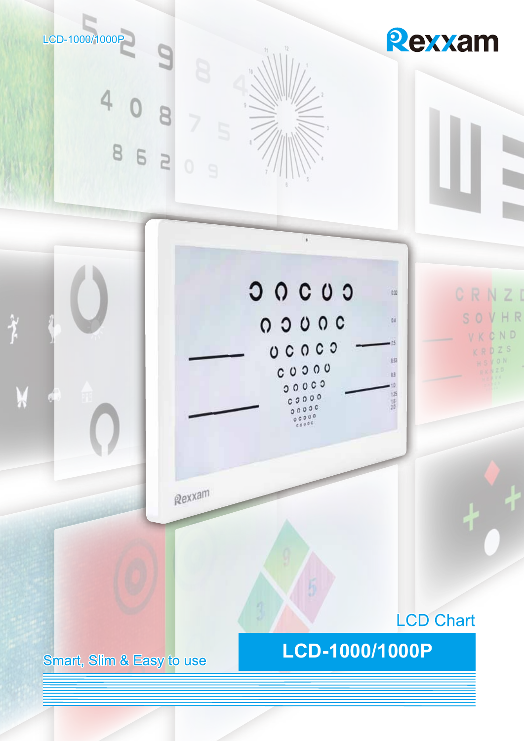LCD-1000/1000P

Rexxam

LCD Chart

# LCD-1000/1000P

Smart, Slim & Easy to use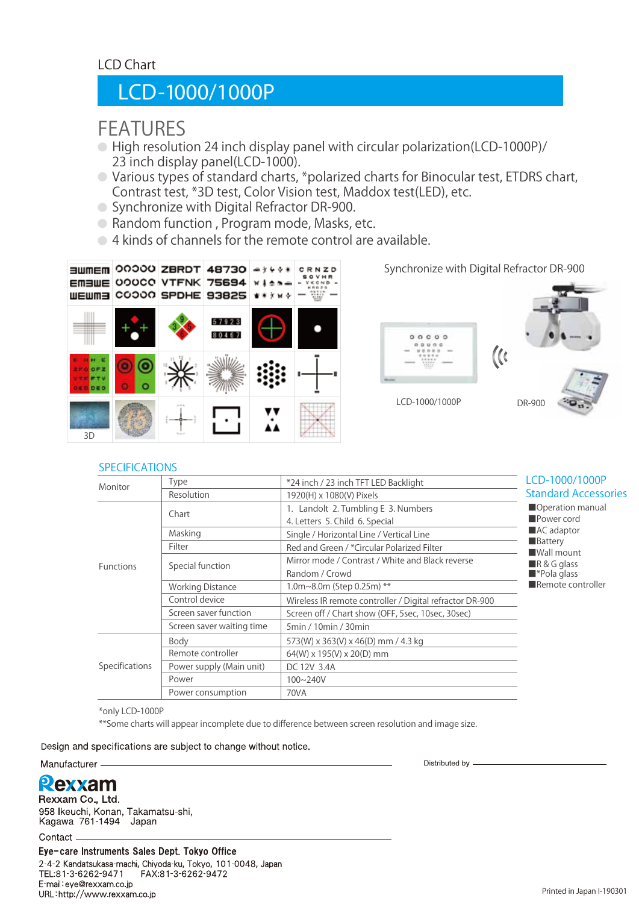LCD Chart

# LCD-1000/1000P

## FEATURES

- High resolution 24 inch display panel with circular polarization(LCD-1000P)/ 23 inch display panel(LCD-1000).
- Various types of standard charts, *polarized charts for Binocular test, ETDRS chart, Contrast test, *3D test, Color Vision test, Maddox test(LED), etc.
- Synchronize with Digital Refractor DR-900.
- Random function , Program mode, Masks, etc.
- 4 kinds of channels for the remote control are available.

3D

Synchronize with Digital Refractor DR-900

LCD-1000/1000P

DR-900

## SPECIFICATIONS

| | | |
|---|---|---|
| Monitor | Type | *24 inch / 23 inch TFT LED Backlight |
| | Resolution | 1920(H) x 1080(V) Pixels |
| Functions | Chart | 1. Landolt 2. Tumbling E 3. Numbers<br>4. Letters 5. Child 6. Special |
| | Masking | Single / Horizontal Line / Vertical Line |
| | Filter | Red and Green / *Circular Polarized Filter |
| | Special function | Mirror mode / Contrast / White and Black reverse<br>Random / Crowd |
| | Working Distance | 1.0m~8.0m (Step 0.25m) ** |
| | Control device | Wireless IR remote controller / Digital refractor DR-900 |
| | Screen saver function | Screen off / Chart show (OFF, 5sec, 10sec, 30sec) |
| | Screen saver waiting time | 5min / 10min / 30min |
| Specifications | Body | 573(W) x 363(V) x 46(D) mm / 4.3 kg |
| | Remote controller | 64(W) x 195(V) x 20(D) mm |
| | Power supply (Main unit) | DC 12V 3.4A |
| | Power | 100~240V |
| | Power consumption | 70VA |

*only LCD-1000P

**Some charts will appear incomplete due to difference between screen resolution and image size.

### LCD-1000/1000P Standard Accessories

- ■Operation manual
- ■Power cord
- ■AC adaptor
- ■Battery
- ■Wall mount
- ■R & G glass
- ■*Pola glass
- ■Remote controller

Design and specifications are subject to change without notice.

Manufacturer

Rexxam

Rexxam Co., Ltd.
958 Ikeuchi, Konan, Takamatsu-shi,
Kagawa 761-1494 Japan

Distributed by

Contact

**Eye-care Instruments Sales Dept. Tokyo Office**
2-4-2 Kandatsukasa-machi, Chiyoda-ku, Tokyo, 101-0048, Japan
TEL:81-3-6262-9471 FAX:81-3-6262-9472
E-mail: eye@rexxam.co.jp
URL: http://www.rexxam.co.jp

Printed in Japan I-190301